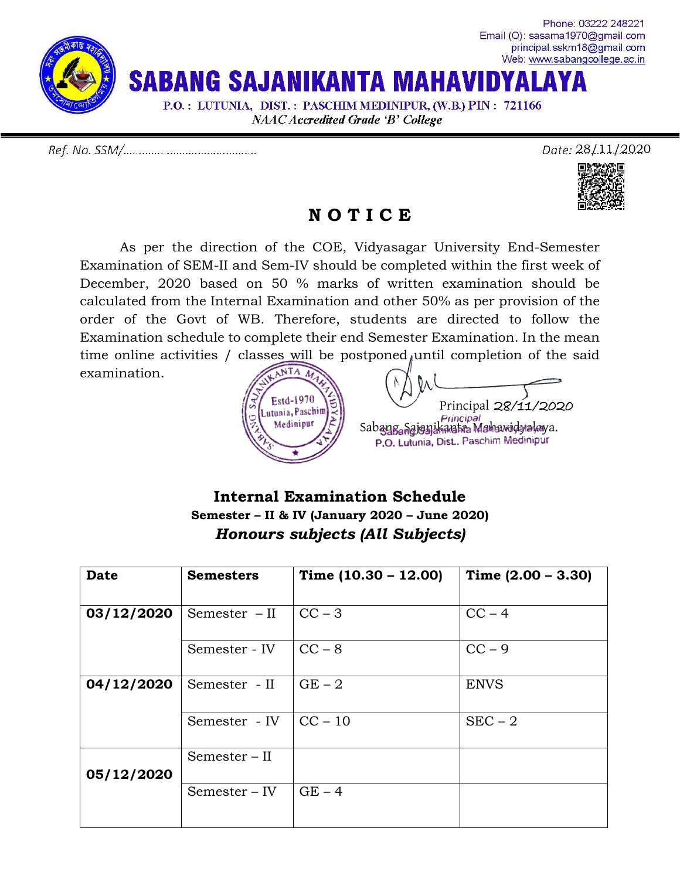Phone: 03222 248221
Email (O): sasama1970@gmail.com
principal.sskm18@gmail.com
Web: www.sabangcollege.ac.in

# SABANG SAJANIKANTA MAHAVIDYALAYA

P.O. : LUTUNIA, DIST. : PASCHIM MEDINIPUR, (W.B.) PIN : 721166

*NAAC Accredited Grade 'B' College*

Ref. No. SSM/........................................ Date: 28/11/2020

## NOTICE

As per the direction of the COE, Vidyasagar University End-Semester Examination of SEM-II and Sem-IV should be completed within the first week of December, 2020 based on 50 % marks of written examination should be calculated from the Internal Examination and other 50% as per provision of the order of the Govt of WB. Therefore, students are directed to follow the Examination schedule to complete their end Semester Examination. In the mean time online activities / classes will be postponed until completion of the said examination.

Principal 28/11/2020
Sabang Sajanikanta Mahavidyalaya.

Principal
Sabang Sajanikanta Mahavidyalaya
P.O. Lutunia, Dist.. Paschim Medinipur

### Internal Examination Schedule

**Semester – II & IV (January 2020 – June 2020)**

***Honours subjects (All Subjects)***

| Date | Semesters | Time (10.30 – 12.00) | Time (2.00 – 3.30) |
|---|---|---|---|
| **03/12/2020** | Semester – II | CC – 3 | CC – 4 |
| | Semester - IV | CC – 8 | CC – 9 |
| **04/12/2020** | Semester - II | GE – 2 | ENVS |
| | Semester - IV | CC – 10 | SEC – 2 |
| **05/12/2020** | Semester – II | | |
| | Semester – IV | GE – 4 | |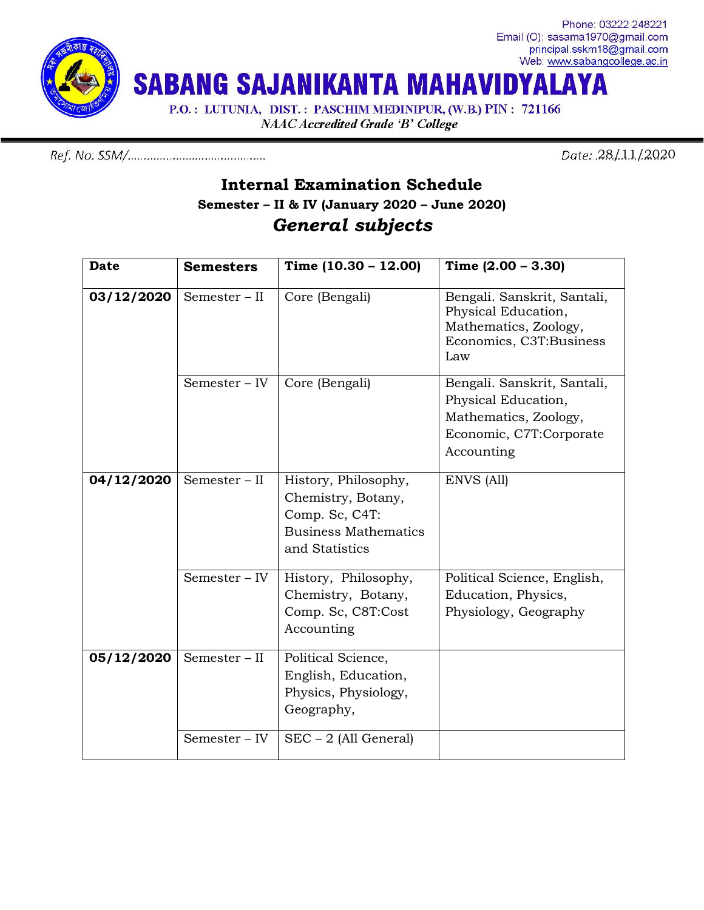Phone: 03222 248221
Email (O): sasama1970@gmail.com
principal.sskm18@gmail.com
Web: www.sabangcollege.ac.in

# SABANG SAJANIKANTA MAHAVIDYALAYA

P.O. : LUTUNIA, DIST. : PASCHIM MEDINIPUR, (W.B.) PIN : 721166

*NAAC Accredited Grade 'B' College*

Ref. No. SSM/..........................................  Date: 28/11/2020

## Internal Examination Schedule

**Semester – II & IV (January 2020 – June 2020)**

***General subjects***

| **Date** | **Semesters** | **Time (10.30 – 12.00)** | **Time (2.00 – 3.30)** |
|---|---|---|---|
| **03/12/2020** | Semester – II | Core (Bengali) | Bengali. Sanskrit, Santali, Physical Education, Mathematics, Zoology, Economics, C3T:Business Law |
| | Semester – IV | Core (Bengali) | Bengali. Sanskrit, Santali, Physical Education, Mathematics, Zoology, Economic, C7T:Corporate Accounting |
| **04/12/2020** | Semester – II | History, Philosophy, Chemistry, Botany, Comp. Sc, C4T: Business Mathematics and Statistics | ENVS (All) |
| | Semester – IV | History, Philosophy, Chemistry, Botany, Comp. Sc, C8T:Cost Accounting | Political Science, English, Education, Physics, Physiology, Geography |
| **05/12/2020** | Semester – II | Political Science, English, Education, Physics, Physiology, Geography, | |
| | Semester – IV | SEC – 2 (All General) | |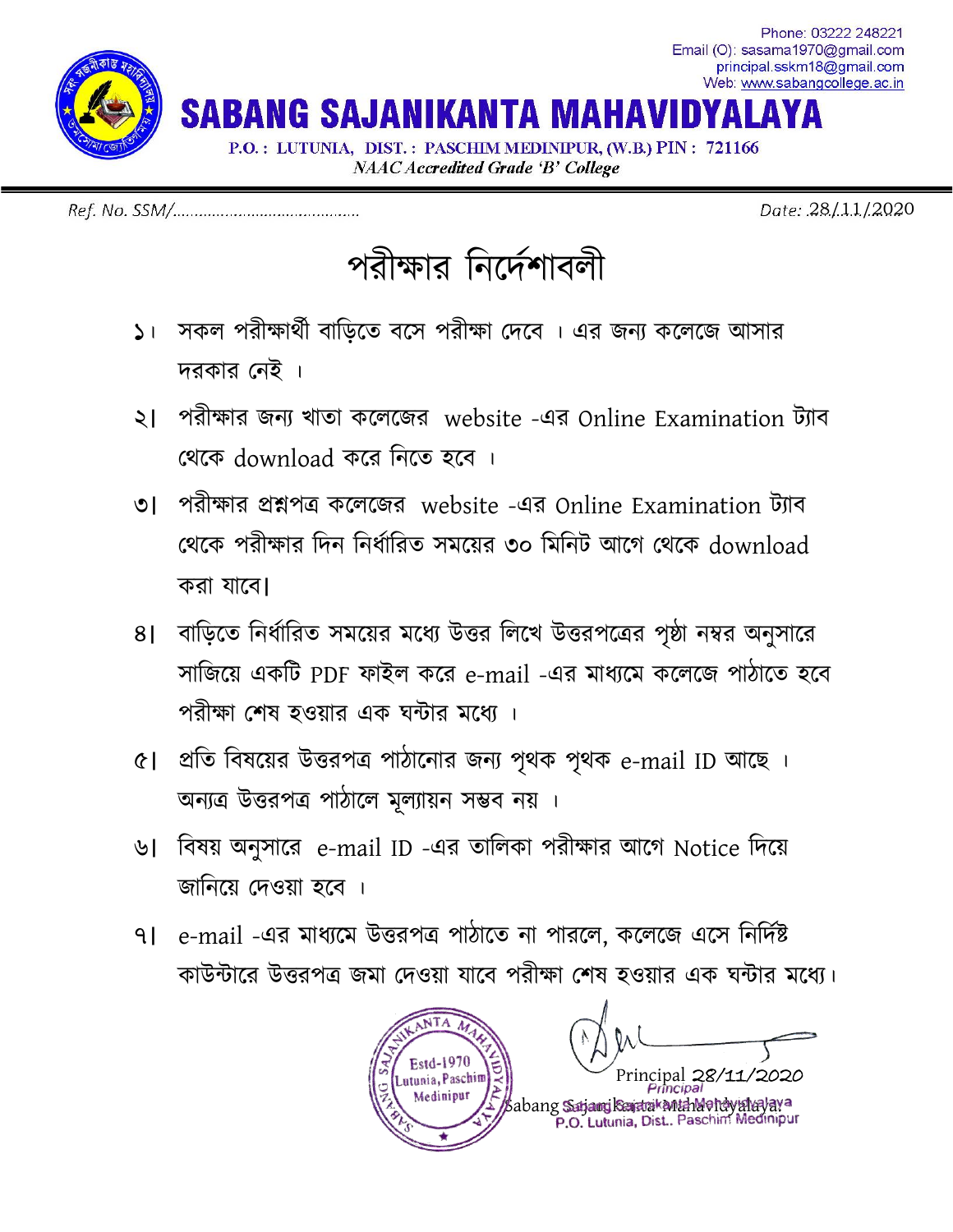Phone: 03222 248221
Email (O): sasama1970@gmail.com
principal.sskm18@gmail.com
Web: www.sabangcollege.ac.in

# SABANG SAJANIKANTA MAHAVIDYALAYA

P.O. : LUTUNIA, DIST. : PASCHIM MEDINIPUR, (W.B.) PIN : 721166

*NAAC Accredited Grade 'B' College*

Ref. No. SSM/.......................................... Date: 28/11/2020

## পরীক্ষার নির্দেশাবলী

১। সকল পরীক্ষার্থী বাড়িতে বসে পরীক্ষা দেবে । এর জন্য কলেজে আসার দরকার নেই ।

২। পরীক্ষার জন্য খাতা কলেজের website -এর Online Examination ট্যাব থেকে download করে নিতে হবে ।

৩। পরীক্ষার প্রশ্নপত্র কলেজের website -এর Online Examination ট্যাব থেকে পরীক্ষার দিন নির্ধারিত সময়ের ৩০ মিনিট আগে থেকে download করা যাবে।

৪। বাড়িতে নির্ধারিত সময়ের মধ্যে উত্তর লিখে উত্তরপত্রের পৃষ্ঠা নম্বর অনুসারে সাজিয়ে একটি PDF ফাইল করে e-mail -এর মাধ্যমে কলেজে পাঠাতে হবে পরীক্ষা শেষ হওয়ার এক ঘন্টার মধ্যে ।

৫। প্রতি বিষয়ের উত্তরপত্র পাঠানোর জন্য পৃথক পৃথক e-mail ID আছে । অন্যত্র উত্তরপত্র পাঠালে মূল্যায়ন সম্ভব নয় ।

৬। বিষয় অনুসারে e-mail ID -এর তালিকা পরীক্ষার আগে Notice দিয়ে জানিয়ে দেওয়া হবে ।

৭। e-mail -এর মাধ্যমে উত্তরপত্র পাঠাতে না পারলে, কলেজে এসে নির্দিষ্ট কাউন্টারে উত্তরপত্র জমা দেওয়া যাবে পরীক্ষা শেষ হওয়ার এক ঘন্টার মধ্যে।

Principal 28/11/2020
Sabang Sajanikanta Mahavidyalaya
P.O. Lutunia, Dist.. Paschim Medinipur